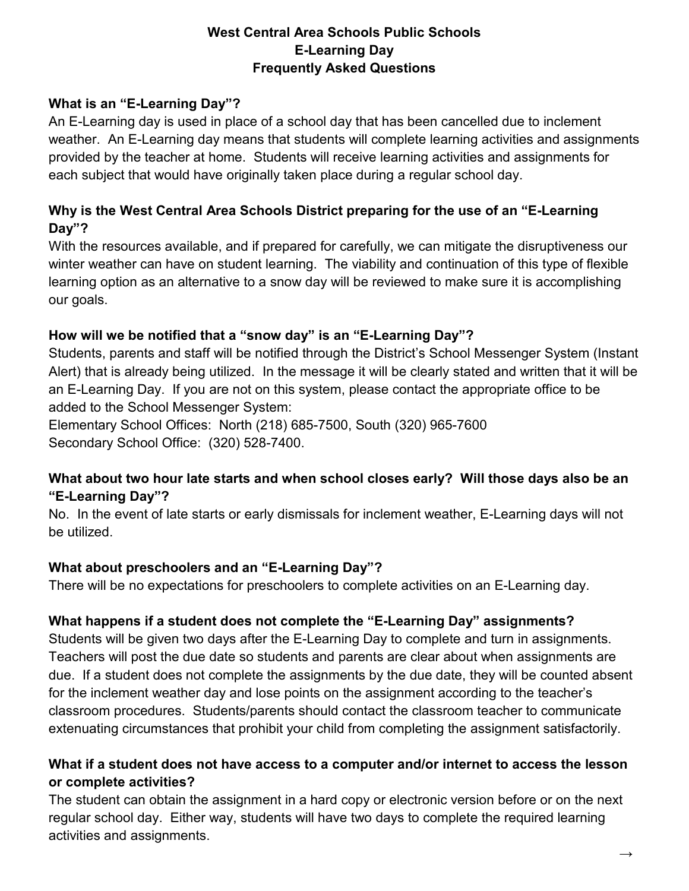# West Central Area Schools Public Schools
# E-Learning Day
# Frequently Asked Questions

### What is an "E-Learning Day"?

An E-Learning day is used in place of a school day that has been cancelled due to inclement weather. An E-Learning day means that students will complete learning activities and assignments provided by the teacher at home. Students will receive learning activities and assignments for each subject that would have originally taken place during a regular school day.

### Why is the West Central Area Schools District preparing for the use of an "E-Learning Day"?

With the resources available, and if prepared for carefully, we can mitigate the disruptiveness our winter weather can have on student learning. The viability and continuation of this type of flexible learning option as an alternative to a snow day will be reviewed to make sure it is accomplishing our goals.

### How will we be notified that a "snow day" is an "E-Learning Day"?

Students, parents and staff will be notified through the District's School Messenger System (Instant Alert) that is already being utilized. In the message it will be clearly stated and written that it will be an E-Learning Day. If you are not on this system, please contact the appropriate office to be added to the School Messenger System:

Elementary School Offices: North (218) 685-7500, South (320) 965-7600
Secondary School Office: (320) 528-7400.

### What about two hour late starts and when school closes early? Will those days also be an "E-Learning Day"?

No. In the event of late starts or early dismissals for inclement weather, E-Learning days will not be utilized.

### What about preschoolers and an "E-Learning Day"?

There will be no expectations for preschoolers to complete activities on an E-Learning day.

### What happens if a student does not complete the "E-Learning Day" assignments?

Students will be given two days after the E-Learning Day to complete and turn in assignments. Teachers will post the due date so students and parents are clear about when assignments are due. If a student does not complete the assignments by the due date, they will be counted absent for the inclement weather day and lose points on the assignment according to the teacher's classroom procedures. Students/parents should contact the classroom teacher to communicate extenuating circumstances that prohibit your child from completing the assignment satisfactorily.

### What if a student does not have access to a computer and/or internet to access the lesson or complete activities?

The student can obtain the assignment in a hard copy or electronic version before or on the next regular school day. Either way, students will have two days to complete the required learning activities and assignments.

→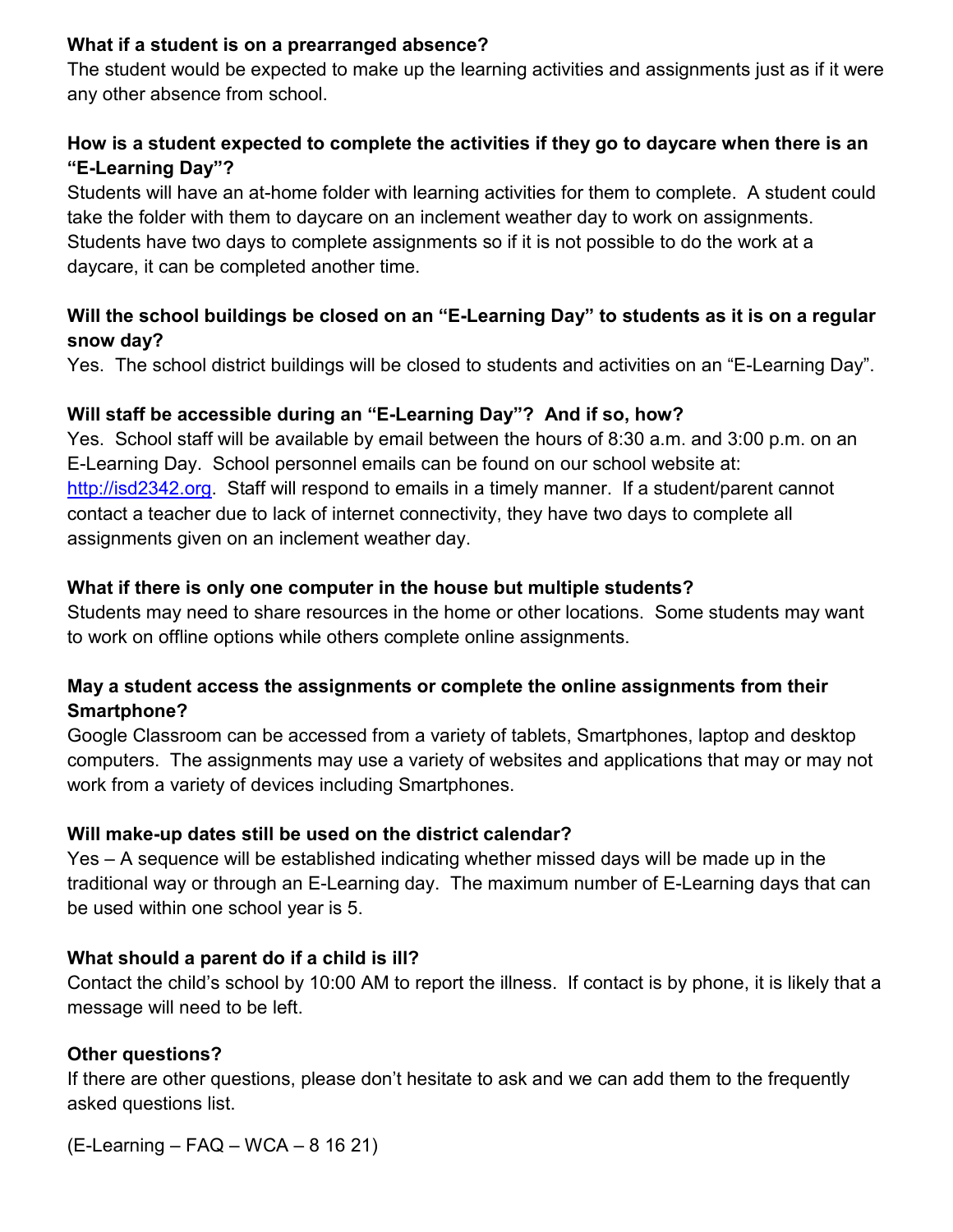**What if a student is on a prearranged absence?**
The student would be expected to make up the learning activities and assignments just as if it were any other absence from school.

**How is a student expected to complete the activities if they go to daycare when there is an "E-Learning Day"?**
Students will have an at-home folder with learning activities for them to complete. A student could take the folder with them to daycare on an inclement weather day to work on assignments. Students have two days to complete assignments so if it is not possible to do the work at a daycare, it can be completed another time.

**Will the school buildings be closed on an "E-Learning Day" to students as it is on a regular snow day?**
Yes. The school district buildings will be closed to students and activities on an "E-Learning Day".

**Will staff be accessible during an "E-Learning Day"? And if so, how?**
Yes. School staff will be available by email between the hours of 8:30 a.m. and 3:00 p.m. on an E-Learning Day. School personnel emails can be found on our school website at: [http://isd2342.org](http://isd2342.org). Staff will respond to emails in a timely manner. If a student/parent cannot contact a teacher due to lack of internet connectivity, they have two days to complete all assignments given on an inclement weather day.

**What if there is only one computer in the house but multiple students?**
Students may need to share resources in the home or other locations. Some students may want to work on offline options while others complete online assignments.

**May a student access the assignments or complete the online assignments from their Smartphone?**
Google Classroom can be accessed from a variety of tablets, Smartphones, laptop and desktop computers. The assignments may use a variety of websites and applications that may or may not work from a variety of devices including Smartphones.

**Will make-up dates still be used on the district calendar?**
Yes – A sequence will be established indicating whether missed days will be made up in the traditional way or through an E-Learning day. The maximum number of E-Learning days that can be used within one school year is 5.

**What should a parent do if a child is ill?**
Contact the child's school by 10:00 AM to report the illness. If contact is by phone, it is likely that a message will need to be left.

**Other questions?**
If there are other questions, please don't hesitate to ask and we can add them to the frequently asked questions list.

(E-Learning – FAQ – WCA – 8 16 21)